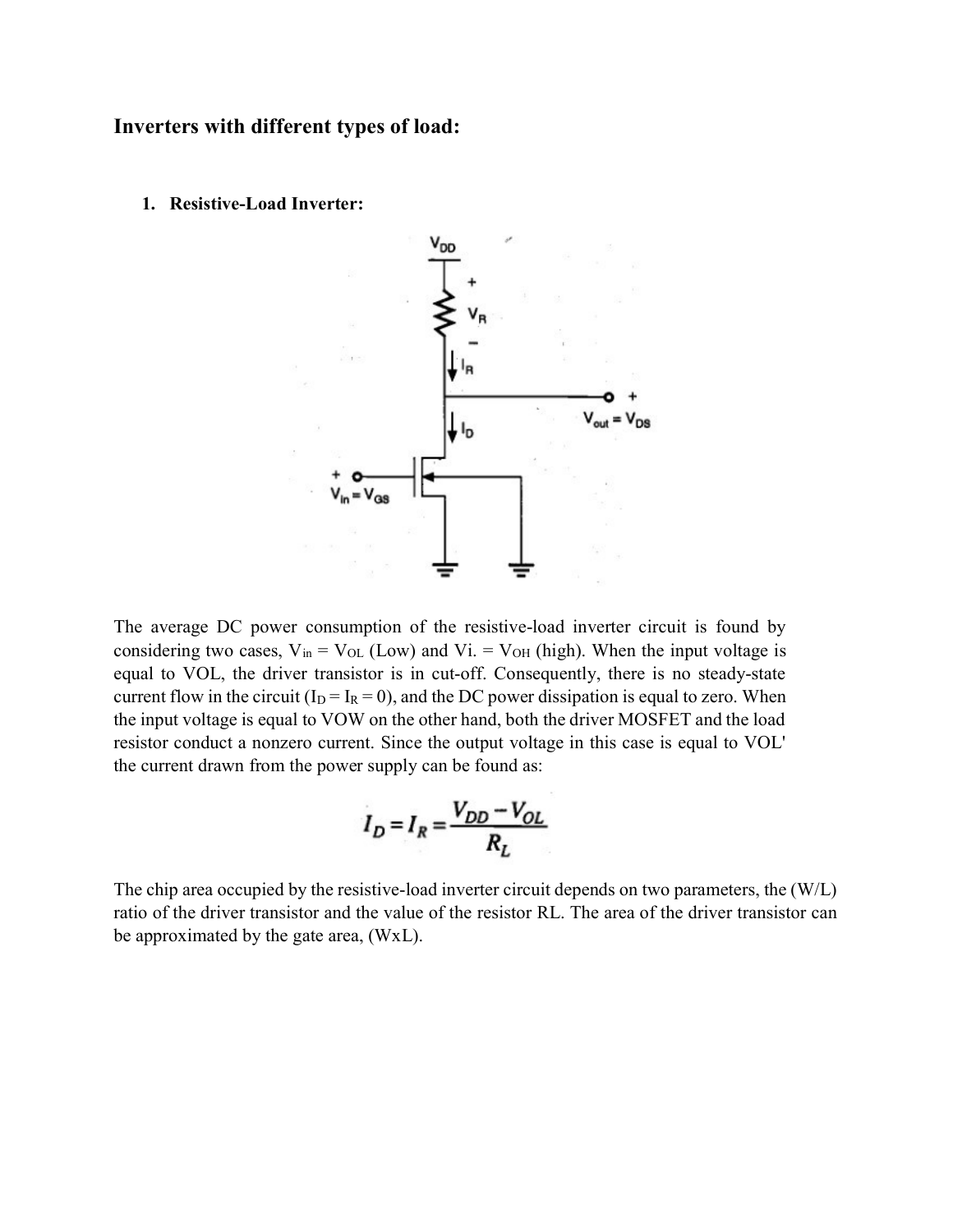### Inverters with different types of load:

1. **Resistive-Load Inverter:**

The average DC power consumption of the resistive-load inverter circuit is found by considering two cases, $V_{in} = V_{OL}$ (Low) and Vi. = $V_{OH}$ (high). When the input voltage is equal to VOL, the driver transistor is in cut-off. Consequently, there is no steady-state current flow in the circuit ($I_D = I_R = 0$), and the DC power dissipation is equal to zero. When the input voltage is equal to VOW on the other hand, both the driver MOSFET and the load resistor conduct a nonzero current. Since the output voltage in this case is equal to VOL' the current drawn from the power supply can be found as:

$$I_D = I_R = \frac{V_{DD} - V_{OL}}{R_L}$$

The chip area occupied by the resistive-load inverter circuit depends on two parameters, the (W/L) ratio of the driver transistor and the value of the resistor RL. The area of the driver transistor can be approximated by the gate area, (WxL).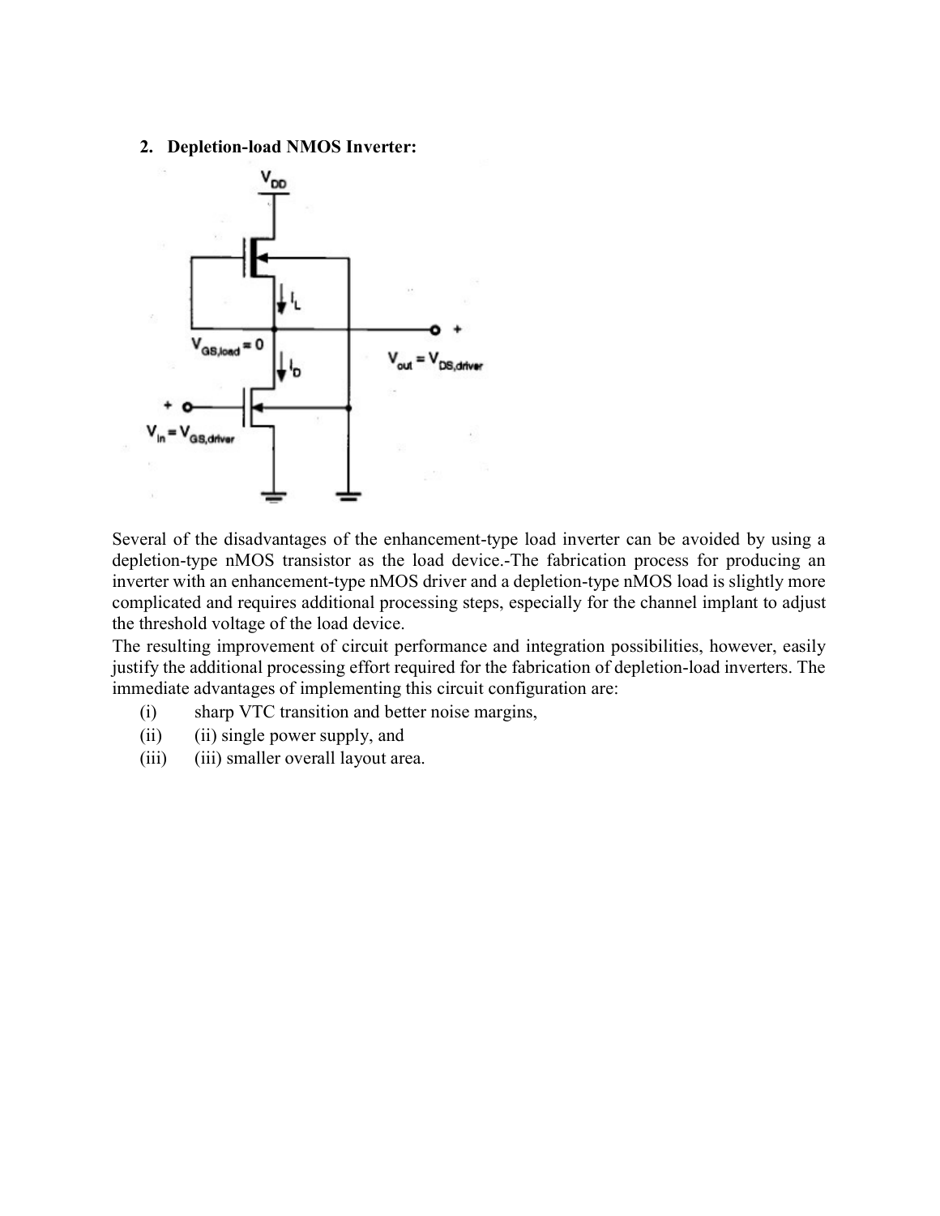**2. Depletion-load NMOS Inverter:**

Several of the disadvantages of the enhancement-type load inverter can be avoided by using a depletion-type nMOS transistor as the load device.-The fabrication process for producing an inverter with an enhancement-type nMOS driver and a depletion-type nMOS load is slightly more complicated and requires additional processing steps, especially for the channel implant to adjust the threshold voltage of the load device.

The resulting improvement of circuit performance and integration possibilities, however, easily justify the additional processing effort required for the fabrication of depletion-load inverters. The immediate advantages of implementing this circuit configuration are:

(i) sharp VTC transition and better noise margins,

(ii) (ii) single power supply, and

(iii) (iii) smaller overall layout area.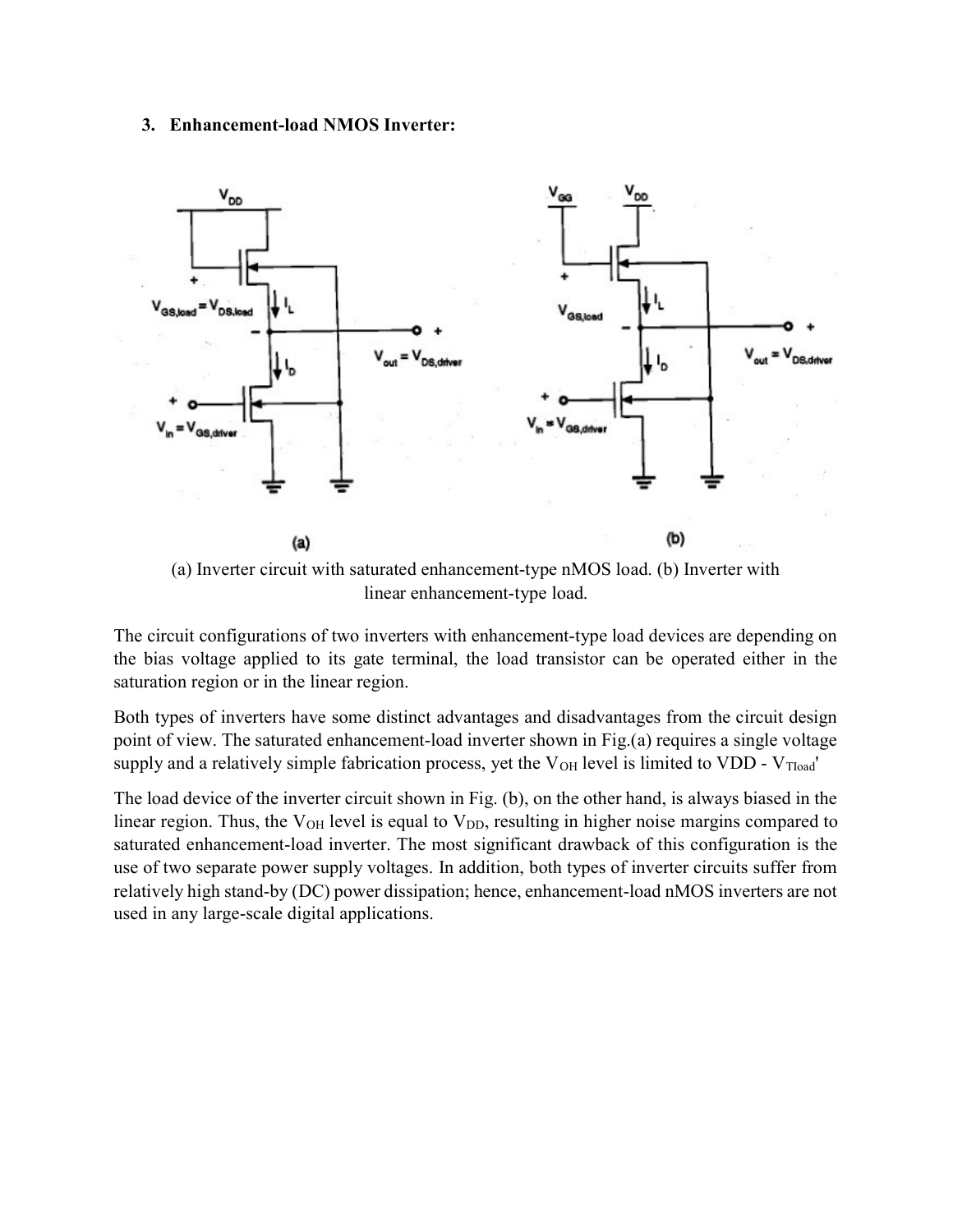### 3. Enhancement-load NMOS Inverter:

(a)

(b)

(a) Inverter circuit with saturated enhancement-type nMOS load. (b) Inverter with linear enhancement-type load.

The circuit configurations of two inverters with enhancement-type load devices are depending on the bias voltage applied to its gate terminal, the load transistor can be operated either in the saturation region or in the linear region.

Both types of inverters have some distinct advantages and disadvantages from the circuit design point of view. The saturated enhancement-load inverter shown in Fig.(a) requires a single voltage supply and a relatively simple fabrication process, yet the $V_{OH}$ level is limited to VDD - $V_{Tload}$'

The load device of the inverter circuit shown in Fig. (b), on the other hand, is always biased in the linear region. Thus, the $V_{OH}$ level is equal to $V_{DD}$, resulting in higher noise margins compared to saturated enhancement-load inverter. The most significant drawback of this configuration is the use of two separate power supply voltages. In addition, both types of inverter circuits suffer from relatively high stand-by (DC) power dissipation; hence, enhancement-load nMOS inverters are not used in any large-scale digital applications.